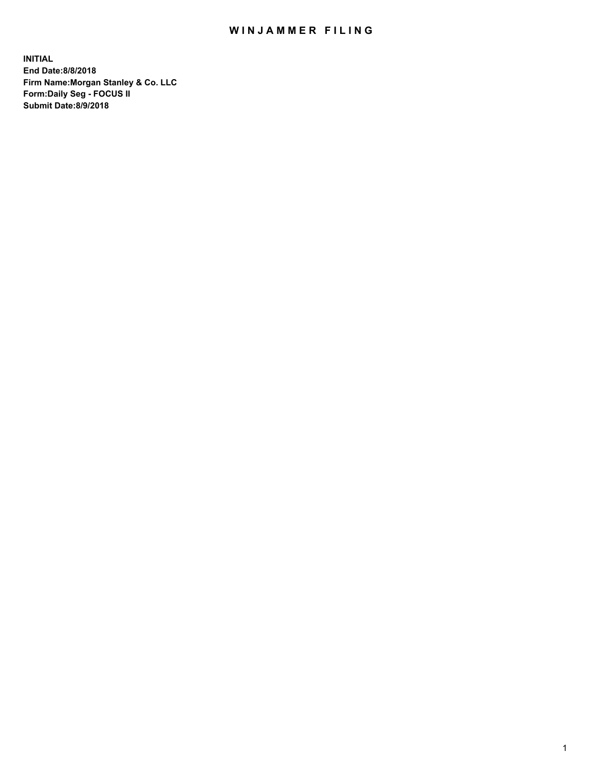# WINJAMMER FILING

**INITIAL**
**End Date:8/8/2018**
**Firm Name:Morgan Stanley & Co. LLC**
**Form:Daily Seg - FOCUS II**
**Submit Date:8/9/2018**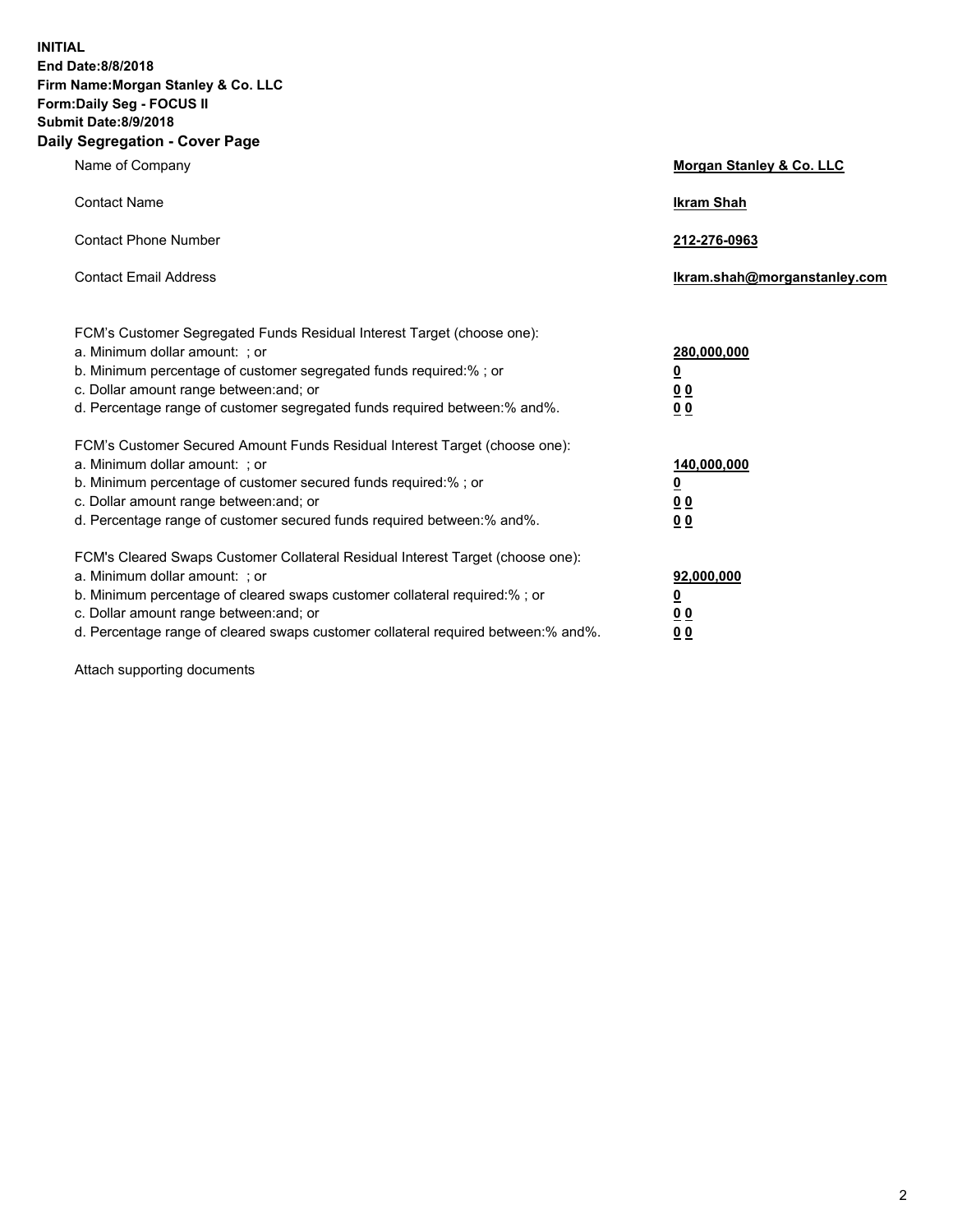**INITIAL**
**End Date:8/8/2018**
**Firm Name:Morgan Stanley & Co. LLC**
**Form:Daily Seg - FOCUS II**
**Submit Date:8/9/2018**

## Daily Segregation - Cover Page

| | |
|---|---|
| Name of Company | **Morgan Stanley & Co. LLC** |
| Contact Name | **Ikram Shah** |
| Contact Phone Number | **212-276-0963** |
| Contact Email Address | **Ikram.shah@morganstanley.com** |

| | |
|---|---|
| FCM's Customer Segregated Funds Residual Interest Target (choose one): | |
| a. Minimum dollar amount: ; or | **280,000,000** |
| b. Minimum percentage of customer segregated funds required:% ; or | **0** |
| c. Dollar amount range between:and; or | **0 0** |
| d. Percentage range of customer segregated funds required between:% and%. | **0 0** |
| FCM's Customer Secured Amount Funds Residual Interest Target (choose one): | |
| a. Minimum dollar amount: ; or | **140,000,000** |
| b. Minimum percentage of customer secured funds required:% ; or | **0** |
| c. Dollar amount range between:and; or | **0 0** |
| d. Percentage range of customer secured funds required between:% and%. | **0 0** |
| FCM's Cleared Swaps Customer Collateral Residual Interest Target (choose one): | |
| a. Minimum dollar amount: ; or | **92,000,000** |
| b. Minimum percentage of cleared swaps customer collateral required:% ; or | **0** |
| c. Dollar amount range between:and; or | **0 0** |
| d. Percentage range of cleared swaps customer collateral required between:% and%. | **0 0** |

Attach supporting documents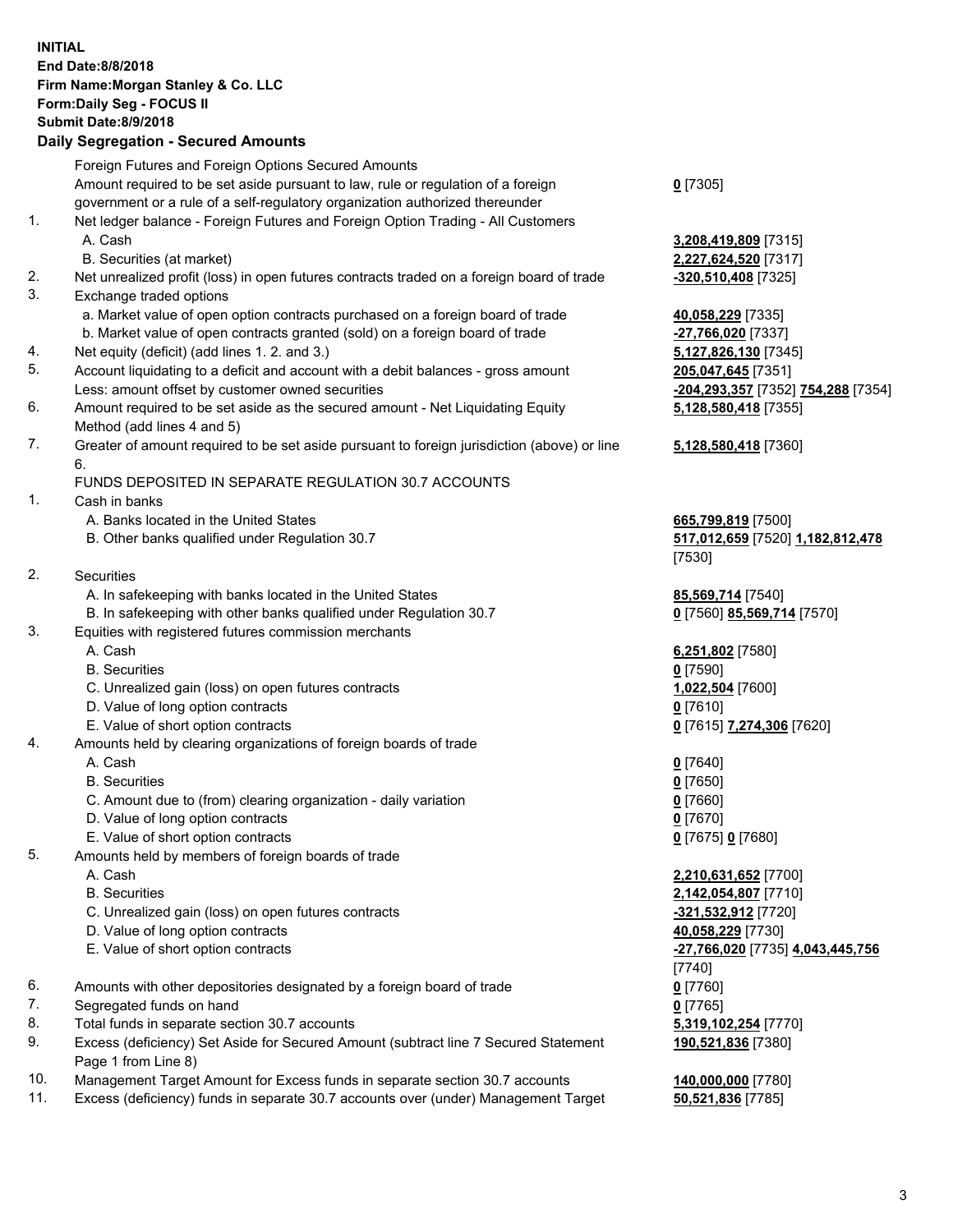**INITIAL**
**End Date:8/8/2018**
**Firm Name:Morgan Stanley & Co. LLC**
**Form:Daily Seg - FOCUS II**
**Submit Date:8/9/2018**
**Daily Segregation - Secured Amounts**

| | | |
|---|---|---|
| | Foreign Futures and Foreign Options Secured Amounts | |
| | Amount required to be set aside pursuant to law, rule or regulation of a foreign government or a rule of a self-regulatory organization authorized thereunder | **0** [7305] |
| 1. | Net ledger balance - Foreign Futures and Foreign Option Trading - All Customers | |
| | A. Cash | **3,208,419,809** [7315] |
| | B. Securities (at market) | **2,227,624,520** [7317] |
| 2. | Net unrealized profit (loss) in open futures contracts traded on a foreign board of trade | **-320,510,408** [7325] |
| 3. | Exchange traded options | |
| | a. Market value of open option contracts purchased on a foreign board of trade | **40,058,229** [7335] |
| | b. Market value of open contracts granted (sold) on a foreign board of trade | **-27,766,020** [7337] |
| 4. | Net equity (deficit) (add lines 1. 2. and 3.) | **5,127,826,130** [7345] |
| 5. | Account liquidating to a deficit and account with a debit balances - gross amount | **205,047,645** [7351] |
| | Less: amount offset by customer owned securities | **-204,293,357** [7352] **754,288** [7354] |
| 6. | Amount required to be set aside as the secured amount - Net Liquidating Equity Method (add lines 4 and 5) | **5,128,580,418** [7355] |
| 7. | Greater of amount required to be set aside pursuant to foreign jurisdiction (above) or line 6. | **5,128,580,418** [7360] |
| | FUNDS DEPOSITED IN SEPARATE REGULATION 30.7 ACCOUNTS | |
| 1. | Cash in banks | |
| | A. Banks located in the United States | **665,799,819** [7500] |
| | B. Other banks qualified under Regulation 30.7 | **517,012,659** [7520] **1,182,812,478** [7530] |
| 2. | Securities | |
| | A. In safekeeping with banks located in the United States | **85,569,714** [7540] |
| | B. In safekeeping with other banks qualified under Regulation 30.7 | **0** [7560] **85,569,714** [7570] |
| 3. | Equities with registered futures commission merchants | |
| | A. Cash | **6,251,802** [7580] |
| | B. Securities | **0** [7590] |
| | C. Unrealized gain (loss) on open futures contracts | **1,022,504** [7600] |
| | D. Value of long option contracts | **0** [7610] |
| | E. Value of short option contracts | **0** [7615] **7,274,306** [7620] |
| 4. | Amounts held by clearing organizations of foreign boards of trade | |
| | A. Cash | **0** [7640] |
| | B. Securities | **0** [7650] |
| | C. Amount due to (from) clearing organization - daily variation | **0** [7660] |
| | D. Value of long option contracts | **0** [7670] |
| | E. Value of short option contracts | **0** [7675] **0** [7680] |
| 5. | Amounts held by members of foreign boards of trade | |
| | A. Cash | **2,210,631,652** [7700] |
| | B. Securities | **2,142,054,807** [7710] |
| | C. Unrealized gain (loss) on open futures contracts | **-321,532,912** [7720] |
| | D. Value of long option contracts | **40,058,229** [7730] |
| | E. Value of short option contracts | **-27,766,020** [7735] **4,043,445,756** [7740] |
| 6. | Amounts with other depositories designated by a foreign board of trade | **0** [7760] |
| 7. | Segregated funds on hand | **0** [7765] |
| 8. | Total funds in separate section 30.7 accounts | **5,319,102,254** [7770] |
| 9. | Excess (deficiency) Set Aside for Secured Amount (subtract line 7 Secured Statement Page 1 from Line 8) | **190,521,836** [7380] |
| 10. | Management Target Amount for Excess funds in separate section 30.7 accounts | **140,000,000** [7780] |
| 11. | Excess (deficiency) funds in separate 30.7 accounts over (under) Management Target | **50,521,836** [7785] |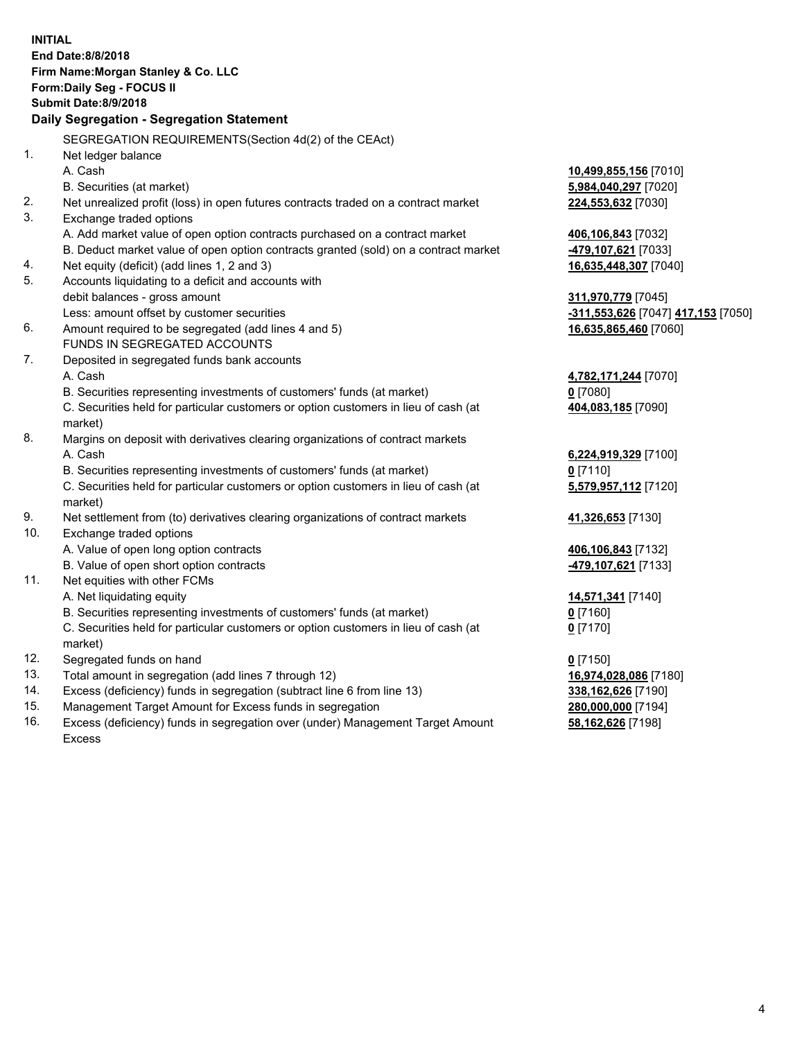**INITIAL**
**End Date:8/8/2018**
**Firm Name:Morgan Stanley & Co. LLC**
**Form:Daily Seg - FOCUS II**
**Submit Date:8/9/2018**

## Daily Segregation - Segregation Statement

SEGREGATION REQUIREMENTS(Section 4d(2) of the CEAct)

| | | |
|---|---|---|
| 1. | Net ledger balance | |
| | A. Cash | **10,499,855,156** [7010] |
| | B. Securities (at market) | **5,984,040,297** [7020] |
| 2. | Net unrealized profit (loss) in open futures contracts traded on a contract market | **224,553,632** [7030] |
| 3. | Exchange traded options | |
| | A. Add market value of open option contracts purchased on a contract market | **406,106,843** [7032] |
| | B. Deduct market value of open option contracts granted (sold) on a contract market | **-479,107,621** [7033] |
| 4. | Net equity (deficit) (add lines 1, 2 and 3) | **16,635,448,307** [7040] |
| 5. | Accounts liquidating to a deficit and accounts with debit balances - gross amount | **311,970,779** [7045] |
| | Less: amount offset by customer securities | **-311,553,626** [7047] **417,153** [7050] |
| 6. | Amount required to be segregated (add lines 4 and 5) | **16,635,865,460** [7060] |
| | FUNDS IN SEGREGATED ACCOUNTS | |
| 7. | Deposited in segregated funds bank accounts | |
| | A. Cash | **4,782,171,244** [7070] |
| | B. Securities representing investments of customers' funds (at market) | **0** [7080] |
| | C. Securities held for particular customers or option customers in lieu of cash (at market) | **404,083,185** [7090] |
| 8. | Margins on deposit with derivatives clearing organizations of contract markets | |
| | A. Cash | **6,224,919,329** [7100] |
| | B. Securities representing investments of customers' funds (at market) | **0** [7110] |
| | C. Securities held for particular customers or option customers in lieu of cash (at market) | **5,579,957,112** [7120] |
| 9. | Net settlement from (to) derivatives clearing organizations of contract markets | **41,326,653** [7130] |
| 10. | Exchange traded options | |
| | A. Value of open long option contracts | **406,106,843** [7132] |
| | B. Value of open short option contracts | **-479,107,621** [7133] |
| 11. | Net equities with other FCMs | |
| | A. Net liquidating equity | **14,571,341** [7140] |
| | B. Securities representing investments of customers' funds (at market) | **0** [7160] |
| | C. Securities held for particular customers or option customers in lieu of cash (at market) | **0** [7170] |
| 12. | Segregated funds on hand | **0** [7150] |
| 13. | Total amount in segregation (add lines 7 through 12) | **16,974,028,086** [7180] |
| 14. | Excess (deficiency) funds in segregation (subtract line 6 from line 13) | **338,162,626** [7190] |
| 15. | Management Target Amount for Excess funds in segregation | **280,000,000** [7194] |
| 16. | Excess (deficiency) funds in segregation over (under) Management Target Amount Excess | **58,162,626** [7198] |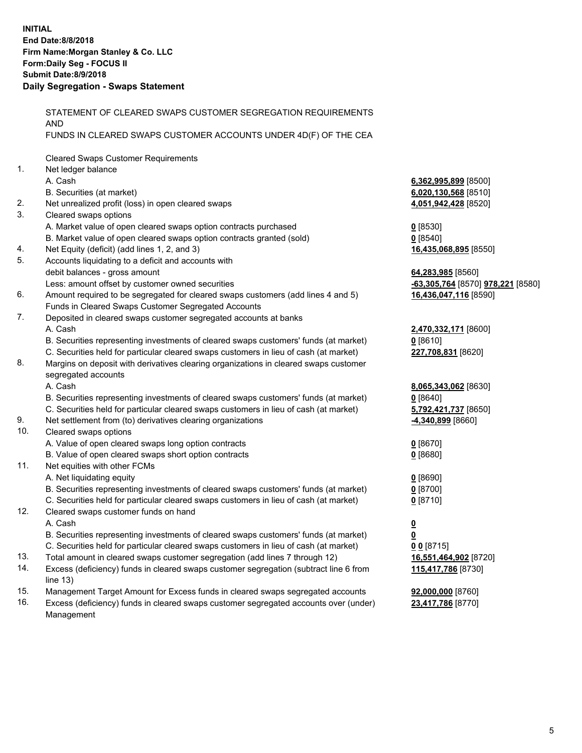**INITIAL**
**End Date:8/8/2018**
**Firm Name:Morgan Stanley & Co. LLC**
**Form:Daily Seg - FOCUS II**
**Submit Date:8/9/2018**
**Daily Segregation - Swaps Statement**

STATEMENT OF CLEARED SWAPS CUSTOMER SEGREGATION REQUIREMENTS AND FUNDS IN CLEARED SWAPS CUSTOMER ACCOUNTS UNDER 4D(F) OF THE CEA

| | | |
|---|---|---|
| | Cleared Swaps Customer Requirements | |
| 1. | Net ledger balance | |
| | A. Cash | **6,362,995,899** [8500] |
| | B. Securities (at market) | **6,020,130,568** [8510] |
| 2. | Net unrealized profit (loss) in open cleared swaps | **4,051,942,428** [8520] |
| 3. | Cleared swaps options | |
| | A. Market value of open cleared swaps option contracts purchased | **0** [8530] |
| | B. Market value of open cleared swaps option contracts granted (sold) | **0** [8540] |
| 4. | Net Equity (deficit) (add lines 1, 2, and 3) | **16,435,068,895** [8550] |
| 5. | Accounts liquidating to a deficit and accounts with | |
| | debit balances - gross amount | **64,283,985** [8560] |
| | Less: amount offset by customer owned securities | **-63,305,764** [8570] **978,221** [8580] |
| 6. | Amount required to be segregated for cleared swaps customers (add lines 4 and 5) | **16,436,047,116** [8590] |
| | Funds in Cleared Swaps Customer Segregated Accounts | |
| 7. | Deposited in cleared swaps customer segregated accounts at banks | |
| | A. Cash | **2,470,332,171** [8600] |
| | B. Securities representing investments of cleared swaps customers' funds (at market) | **0** [8610] |
| | C. Securities held for particular cleared swaps customers in lieu of cash (at market) | **227,708,831** [8620] |
| 8. | Margins on deposit with derivatives clearing organizations in cleared swaps customer segregated accounts | |
| | A. Cash | **8,065,343,062** [8630] |
| | B. Securities representing investments of cleared swaps customers' funds (at market) | **0** [8640] |
| | C. Securities held for particular cleared swaps customers in lieu of cash (at market) | **5,792,421,737** [8650] |
| 9. | Net settlement from (to) derivatives clearing organizations | **-4,340,899** [8660] |
| 10. | Cleared swaps options | |
| | A. Value of open cleared swaps long option contracts | **0** [8670] |
| | B. Value of open cleared swaps short option contracts | **0** [8680] |
| 11. | Net equities with other FCMs | |
| | A. Net liquidating equity | **0** [8690] |
| | B. Securities representing investments of cleared swaps customers' funds (at market) | **0** [8700] |
| | C. Securities held for particular cleared swaps customers in lieu of cash (at market) | **0** [8710] |
| 12. | Cleared swaps customer funds on hand | |
| | A. Cash | **0** |
| | B. Securities representing investments of cleared swaps customers' funds (at market) | **0** |
| | C. Securities held for particular cleared swaps customers in lieu of cash (at market) | **0** **0** [8715] |
| 13. | Total amount in cleared swaps customer segregation (add lines 7 through 12) | **16,551,464,902** [8720] |
| 14. | Excess (deficiency) funds in cleared swaps customer segregation (subtract line 6 from line 13) | **115,417,786** [8730] |
| 15. | Management Target Amount for Excess funds in cleared swaps segregated accounts | **92,000,000** [8760] |
| 16. | Excess (deficiency) funds in cleared swaps customer segregated accounts over (under) Management | **23,417,786** [8770] |